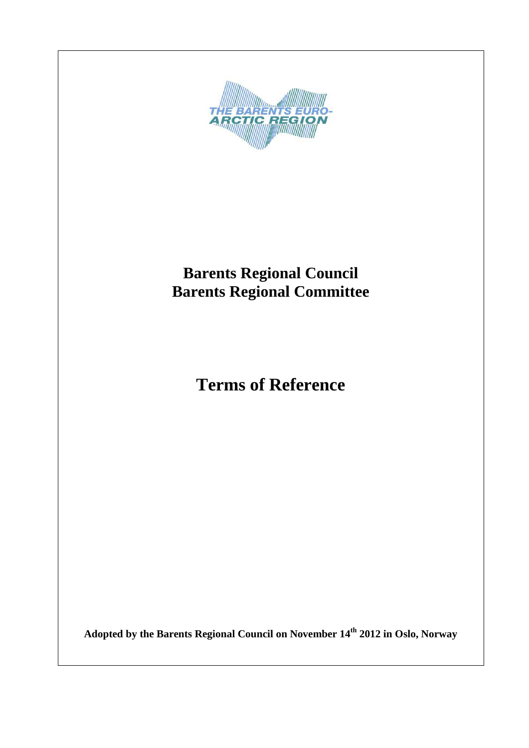# Barents Regional Council
# Barents Regional Committee

# Terms of Reference

**Adopted by the Barents Regional Council on November 14th 2012 in Oslo, Norway**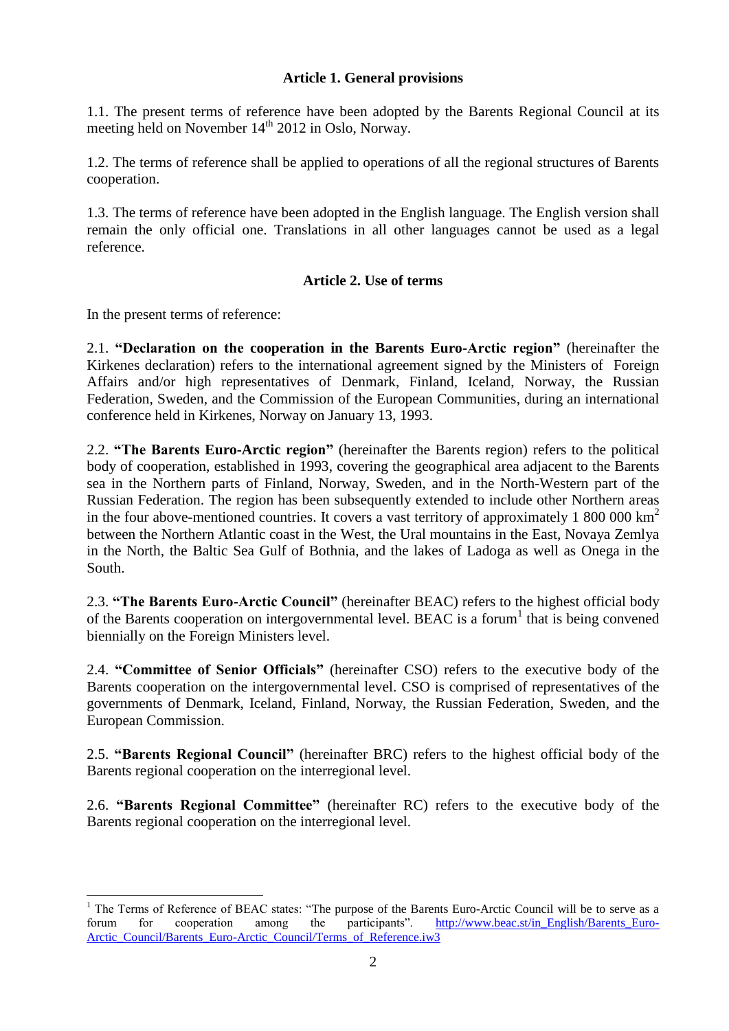### Article 1. General provisions

1.1. The present terms of reference have been adopted by the Barents Regional Council at its meeting held on November 14th 2012 in Oslo, Norway.

1.2. The terms of reference shall be applied to operations of all the regional structures of Barents cooperation.

1.3. The terms of reference have been adopted in the English language. The English version shall remain the only official one. Translations in all other languages cannot be used as a legal reference.

### Article 2. Use of terms

In the present terms of reference:

2.1. **"Declaration on the cooperation in the Barents Euro-Arctic region"** (hereinafter the Kirkenes declaration) refers to the international agreement signed by the Ministers of Foreign Affairs and/or high representatives of Denmark, Finland, Iceland, Norway, the Russian Federation, Sweden, and the Commission of the European Communities, during an international conference held in Kirkenes, Norway on January 13, 1993.

2.2. **"The Barents Euro-Arctic region"** (hereinafter the Barents region) refers to the political body of cooperation, established in 1993, covering the geographical area adjacent to the Barents sea in the Northern parts of Finland, Norway, Sweden, and in the North-Western part of the Russian Federation. The region has been subsequently extended to include other Northern areas in the four above-mentioned countries. It covers a vast territory of approximately 1 800 000 km$^2$ between the Northern Atlantic coast in the West, the Ural mountains in the East, Novaya Zemlya in the North, the Baltic Sea Gulf of Bothnia, and the lakes of Ladoga as well as Onega in the South.

2.3. **"The Barents Euro-Arctic Council"** (hereinafter BEAC) refers to the highest official body of the Barents cooperation on intergovernmental level. BEAC is a forum[1] that is being convened biennially on the Foreign Ministers level.

2.4. **"Committee of Senior Officials"** (hereinafter CSO) refers to the executive body of the Barents cooperation on the intergovernmental level. CSO is comprised of representatives of the governments of Denmark, Iceland, Finland, Norway, the Russian Federation, Sweden, and the European Commission.

2.5. **"Barents Regional Council"** (hereinafter BRC) refers to the highest official body of the Barents regional cooperation on the interregional level.

2.6. **"Barents Regional Committee"** (hereinafter RC) refers to the executive body of the Barents regional cooperation on the interregional level.

---

[1] The Terms of Reference of BEAC states: "The purpose of the Barents Euro-Arctic Council will be to serve as a forum for cooperation among the participants". http://www.beac.st/in_English/Barents_Euro-Arctic_Council/Barents_Euro-Arctic_Council/Terms_of_Reference.iw3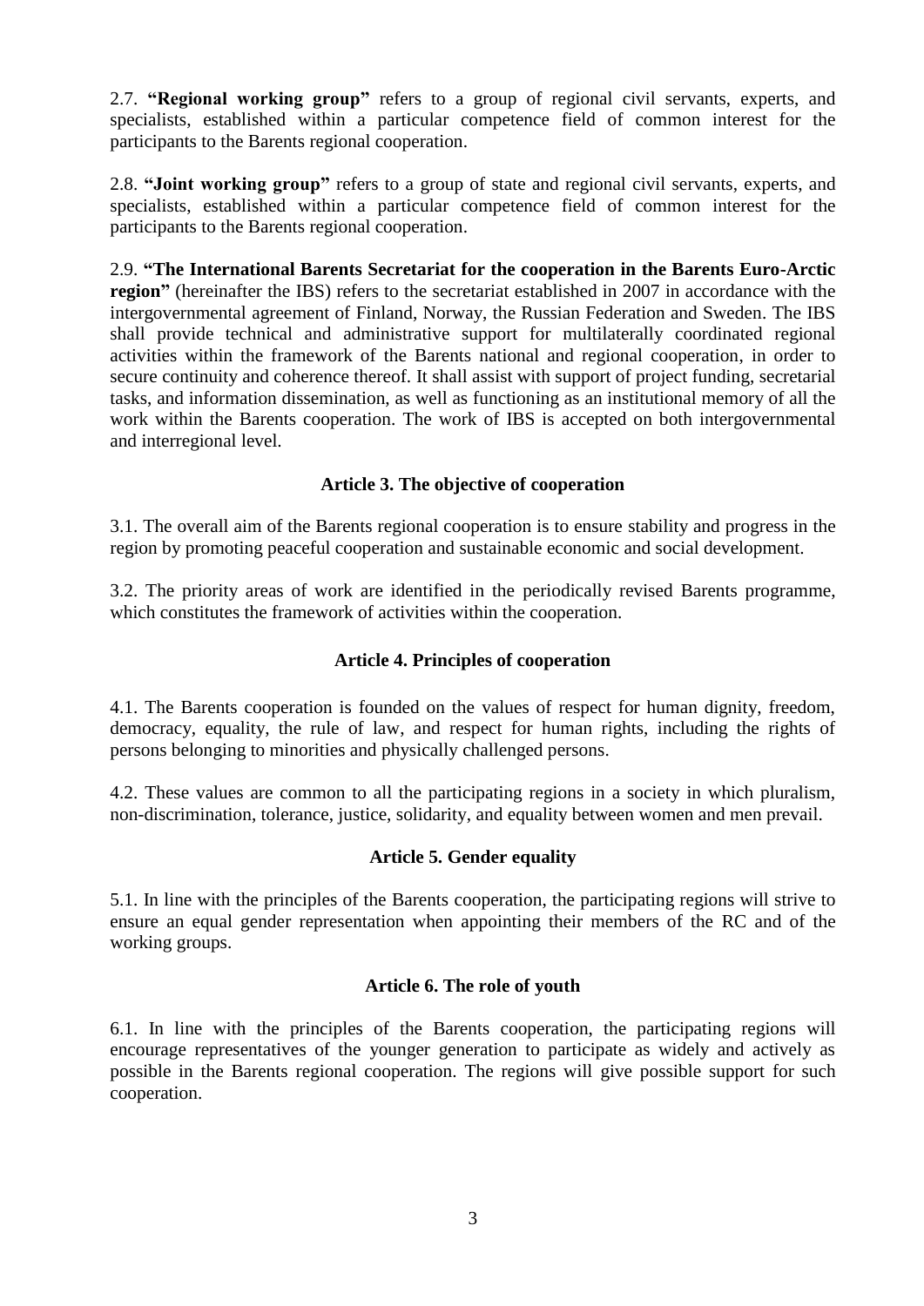2.7. **"Regional working group"** refers to a group of regional civil servants, experts, and specialists, established within a particular competence field of common interest for the participants to the Barents regional cooperation.

2.8. **"Joint working group"** refers to a group of state and regional civil servants, experts, and specialists, established within a particular competence field of common interest for the participants to the Barents regional cooperation.

2.9. **"The International Barents Secretariat for the cooperation in the Barents Euro-Arctic region"** (hereinafter the IBS) refers to the secretariat established in 2007 in accordance with the intergovernmental agreement of Finland, Norway, the Russian Federation and Sweden. The IBS shall provide technical and administrative support for multilaterally coordinated regional activities within the framework of the Barents national and regional cooperation, in order to secure continuity and coherence thereof. It shall assist with support of project funding, secretarial tasks, and information dissemination, as well as functioning as an institutional memory of all the work within the Barents cooperation. The work of IBS is accepted on both intergovernmental and interregional level.

### Article 3. The objective of cooperation

3.1. The overall aim of the Barents regional cooperation is to ensure stability and progress in the region by promoting peaceful cooperation and sustainable economic and social development.

3.2. The priority areas of work are identified in the periodically revised Barents programme, which constitutes the framework of activities within the cooperation.

### Article 4. Principles of cooperation

4.1. The Barents cooperation is founded on the values of respect for human dignity, freedom, democracy, equality, the rule of law, and respect for human rights, including the rights of persons belonging to minorities and physically challenged persons.

4.2. These values are common to all the participating regions in a society in which pluralism, non-discrimination, tolerance, justice, solidarity, and equality between women and men prevail.

### Article 5. Gender equality

5.1. In line with the principles of the Barents cooperation, the participating regions will strive to ensure an equal gender representation when appointing their members of the RC and of the working groups.

### Article 6. The role of youth

6.1. In line with the principles of the Barents cooperation, the participating regions will encourage representatives of the younger generation to participate as widely and actively as possible in the Barents regional cooperation. The regions will give possible support for such cooperation.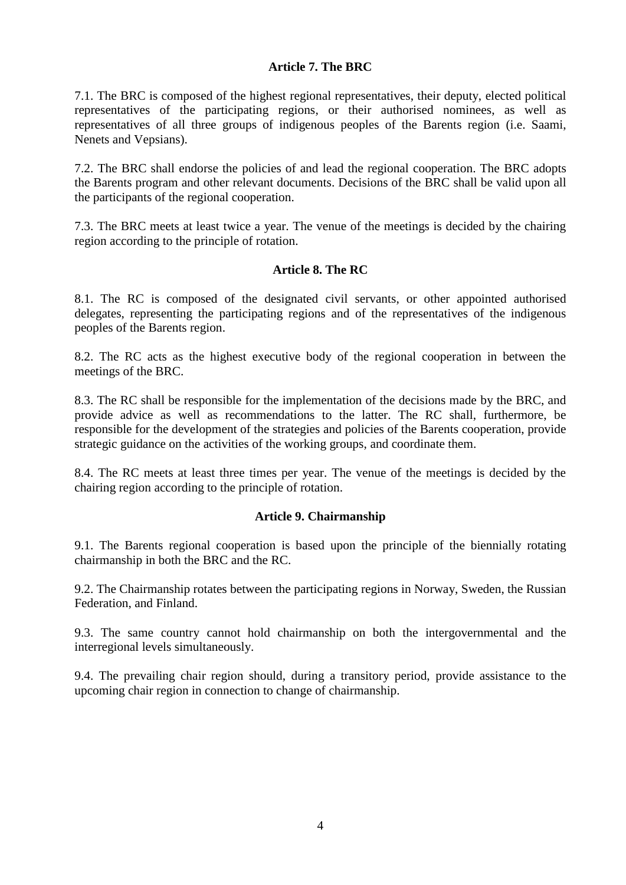### Article 7. The BRC

7.1. The BRC is composed of the highest regional representatives, their deputy, elected political representatives of the participating regions, or their authorised nominees, as well as representatives of all three groups of indigenous peoples of the Barents region (i.e. Saami, Nenets and Vepsians).

7.2. The BRC shall endorse the policies of and lead the regional cooperation. The BRC adopts the Barents program and other relevant documents. Decisions of the BRC shall be valid upon all the participants of the regional cooperation.

7.3. The BRC meets at least twice a year. The venue of the meetings is decided by the chairing region according to the principle of rotation.

### Article 8. The RC

8.1. The RC is composed of the designated civil servants, or other appointed authorised delegates, representing the participating regions and of the representatives of the indigenous peoples of the Barents region.

8.2. The RC acts as the highest executive body of the regional cooperation in between the meetings of the BRC.

8.3. The RC shall be responsible for the implementation of the decisions made by the BRC, and provide advice as well as recommendations to the latter. The RC shall, furthermore, be responsible for the development of the strategies and policies of the Barents cooperation, provide strategic guidance on the activities of the working groups, and coordinate them.

8.4. The RC meets at least three times per year. The venue of the meetings is decided by the chairing region according to the principle of rotation.

### Article 9. Chairmanship

9.1. The Barents regional cooperation is based upon the principle of the biennially rotating chairmanship in both the BRC and the RC.

9.2. The Chairmanship rotates between the participating regions in Norway, Sweden, the Russian Federation, and Finland.

9.3. The same country cannot hold chairmanship on both the intergovernmental and the interregional levels simultaneously.

9.4. The prevailing chair region should, during a transitory period, provide assistance to the upcoming chair region in connection to change of chairmanship.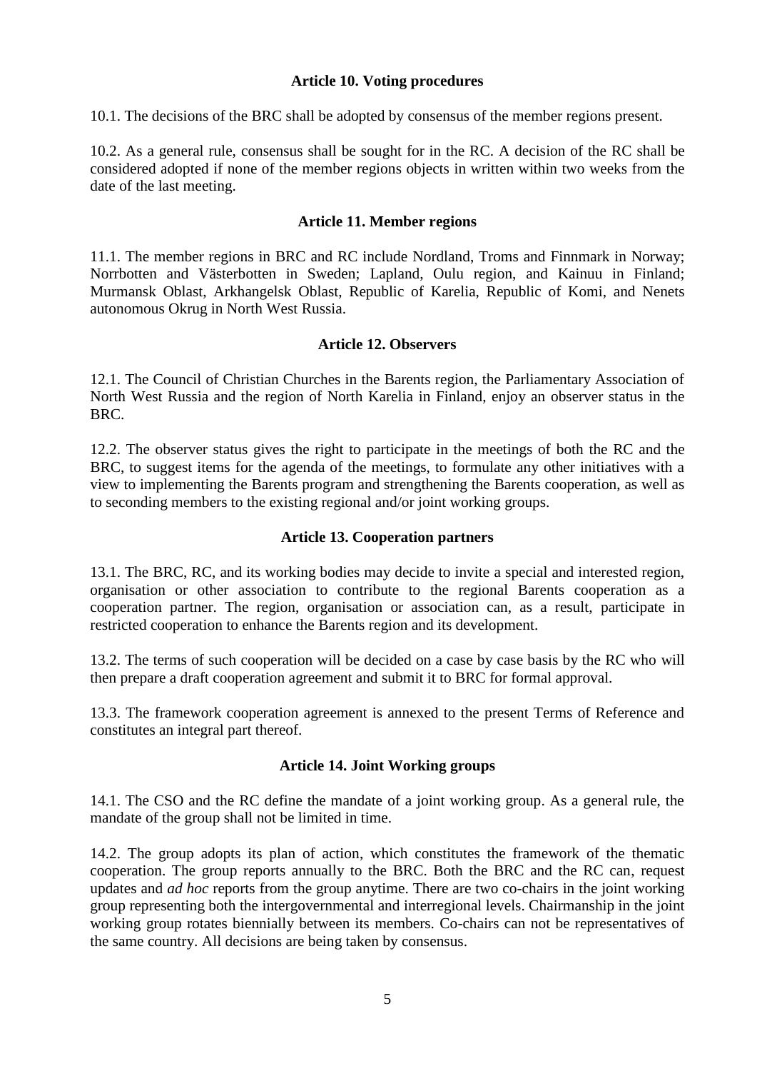**Article 10. Voting procedures**

10.1. The decisions of the BRC shall be adopted by consensus of the member regions present.

10.2. As a general rule, consensus shall be sought for in the RC. A decision of the RC shall be considered adopted if none of the member regions objects in written within two weeks from the date of the last meeting.

**Article 11. Member regions**

11.1. The member regions in BRC and RC include Nordland, Troms and Finnmark in Norway; Norrbotten and Västerbotten in Sweden; Lapland, Oulu region, and Kainuu in Finland; Murmansk Oblast, Arkhangelsk Oblast, Republic of Karelia, Republic of Komi, and Nenets autonomous Okrug in North West Russia.

**Article 12. Observers**

12.1. The Council of Christian Churches in the Barents region, the Parliamentary Association of North West Russia and the region of North Karelia in Finland, enjoy an observer status in the BRC.

12.2. The observer status gives the right to participate in the meetings of both the RC and the BRC, to suggest items for the agenda of the meetings, to formulate any other initiatives with a view to implementing the Barents program and strengthening the Barents cooperation, as well as to seconding members to the existing regional and/or joint working groups.

**Article 13. Cooperation partners**

13.1. The BRC, RC, and its working bodies may decide to invite a special and interested region, organisation or other association to contribute to the regional Barents cooperation as a cooperation partner. The region, organisation or association can, as a result, participate in restricted cooperation to enhance the Barents region and its development.

13.2. The terms of such cooperation will be decided on a case by case basis by the RC who will then prepare a draft cooperation agreement and submit it to BRC for formal approval.

13.3. The framework cooperation agreement is annexed to the present Terms of Reference and constitutes an integral part thereof.

**Article 14. Joint Working groups**

14.1. The CSO and the RC define the mandate of a joint working group. As a general rule, the mandate of the group shall not be limited in time.

14.2. The group adopts its plan of action, which constitutes the framework of the thematic cooperation. The group reports annually to the BRC. Both the BRC and the RC can, request updates and *ad hoc* reports from the group anytime. There are two co-chairs in the joint working group representing both the intergovernmental and interregional levels. Chairmanship in the joint working group rotates biennially between its members. Co-chairs can not be representatives of the same country. All decisions are being taken by consensus.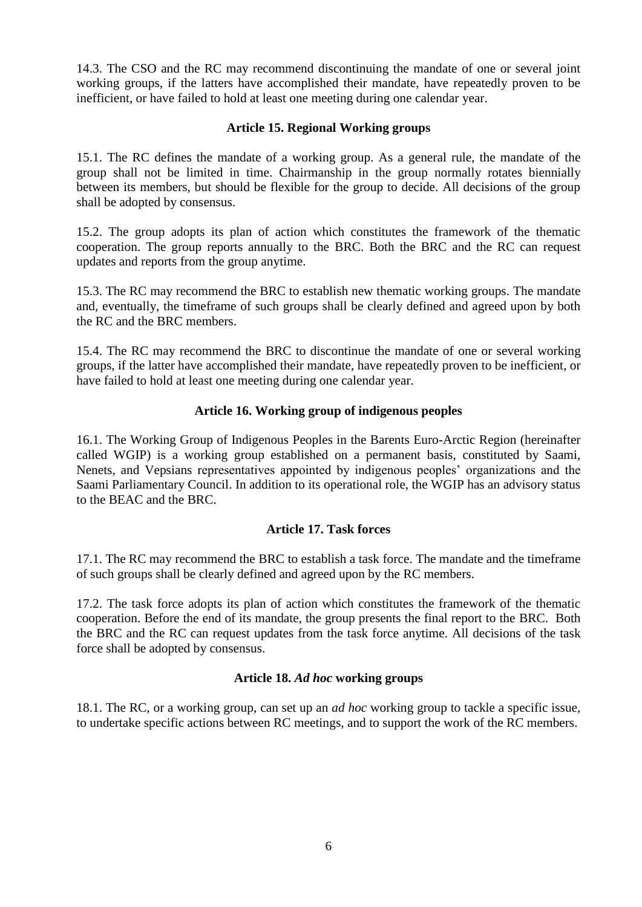14.3. The CSO and the RC may recommend discontinuing the mandate of one or several joint working groups, if the latters have accomplished their mandate, have repeatedly proven to be inefficient, or have failed to hold at least one meeting during one calendar year.

### Article 15. Regional Working groups

15.1. The RC defines the mandate of a working group. As a general rule, the mandate of the group shall not be limited in time. Chairmanship in the group normally rotates biennially between its members, but should be flexible for the group to decide. All decisions of the group shall be adopted by consensus.

15.2. The group adopts its plan of action which constitutes the framework of the thematic cooperation. The group reports annually to the BRC. Both the BRC and the RC can request updates and reports from the group anytime.

15.3. The RC may recommend the BRC to establish new thematic working groups. The mandate and, eventually, the timeframe of such groups shall be clearly defined and agreed upon by both the RC and the BRC members.

15.4. The RC may recommend the BRC to discontinue the mandate of one or several working groups, if the latter have accomplished their mandate, have repeatedly proven to be inefficient, or have failed to hold at least one meeting during one calendar year.

### Article 16. Working group of indigenous peoples

16.1. The Working Group of Indigenous Peoples in the Barents Euro-Arctic Region (hereinafter called WGIP) is a working group established on a permanent basis, constituted by Saami, Nenets, and Vepsians representatives appointed by indigenous peoples' organizations and the Saami Parliamentary Council. In addition to its operational role, the WGIP has an advisory status to the BEAC and the BRC.

### Article 17. Task forces

17.1. The RC may recommend the BRC to establish a task force. The mandate and the timeframe of such groups shall be clearly defined and agreed upon by the RC members.

17.2. The task force adopts its plan of action which constitutes the framework of the thematic cooperation. Before the end of its mandate, the group presents the final report to the BRC. Both the BRC and the RC can request updates from the task force anytime. All decisions of the task force shall be adopted by consensus.

### Article 18. *Ad hoc* working groups

18.1. The RC, or a working group, can set up an *ad hoc* working group to tackle a specific issue, to undertake specific actions between RC meetings, and to support the work of the RC members.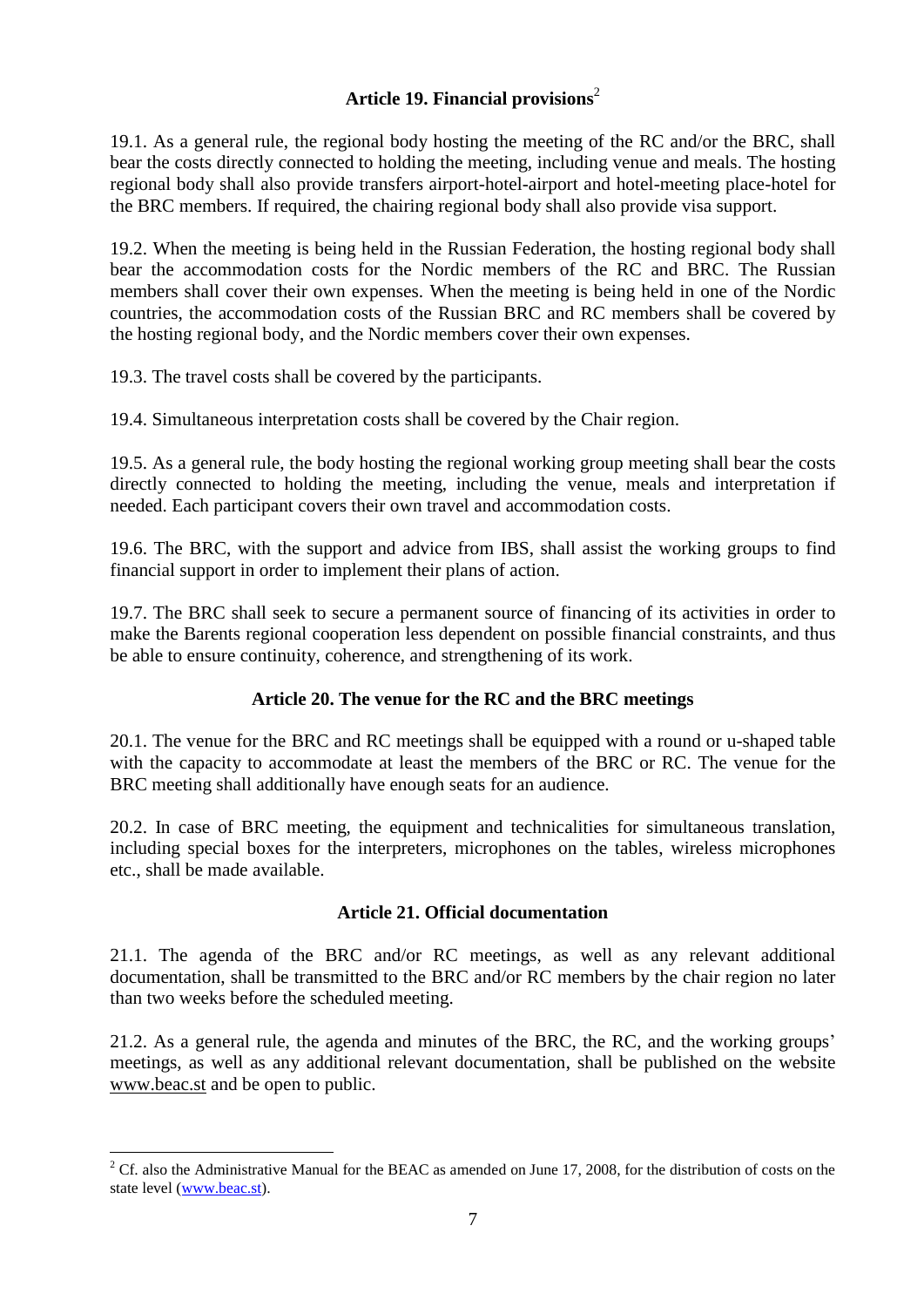### Article 19. Financial provisions[2]

19.1. As a general rule, the regional body hosting the meeting of the RC and/or the BRC, shall bear the costs directly connected to holding the meeting, including venue and meals. The hosting regional body shall also provide transfers airport-hotel-airport and hotel-meeting place-hotel for the BRC members. If required, the chairing regional body shall also provide visa support.

19.2. When the meeting is being held in the Russian Federation, the hosting regional body shall bear the accommodation costs for the Nordic members of the RC and BRC. The Russian members shall cover their own expenses. When the meeting is being held in one of the Nordic countries, the accommodation costs of the Russian BRC and RC members shall be covered by the hosting regional body, and the Nordic members cover their own expenses.

19.3. The travel costs shall be covered by the participants.

19.4. Simultaneous interpretation costs shall be covered by the Chair region.

19.5. As a general rule, the body hosting the regional working group meeting shall bear the costs directly connected to holding the meeting, including the venue, meals and interpretation if needed. Each participant covers their own travel and accommodation costs.

19.6. The BRC, with the support and advice from IBS, shall assist the working groups to find financial support in order to implement their plans of action.

19.7. The BRC shall seek to secure a permanent source of financing of its activities in order to make the Barents regional cooperation less dependent on possible financial constraints, and thus be able to ensure continuity, coherence, and strengthening of its work.

### Article 20. The venue for the RC and the BRC meetings

20.1. The venue for the BRC and RC meetings shall be equipped with a round or u-shaped table with the capacity to accommodate at least the members of the BRC or RC. The venue for the BRC meeting shall additionally have enough seats for an audience.

20.2. In case of BRC meeting, the equipment and technicalities for simultaneous translation, including special boxes for the interpreters, microphones on the tables, wireless microphones etc., shall be made available.

### Article 21. Official documentation

21.1. The agenda of the BRC and/or RC meetings, as well as any relevant additional documentation, shall be transmitted to the BRC and/or RC members by the chair region no later than two weeks before the scheduled meeting.

21.2. As a general rule, the agenda and minutes of the BRC, the RC, and the working groups' meetings, as well as any additional relevant documentation, shall be published on the website www.beac.st and be open to public.

---

[2] Cf. also the Administrative Manual for the BEAC as amended on June 17, 2008, for the distribution of costs on the state level (www.beac.st).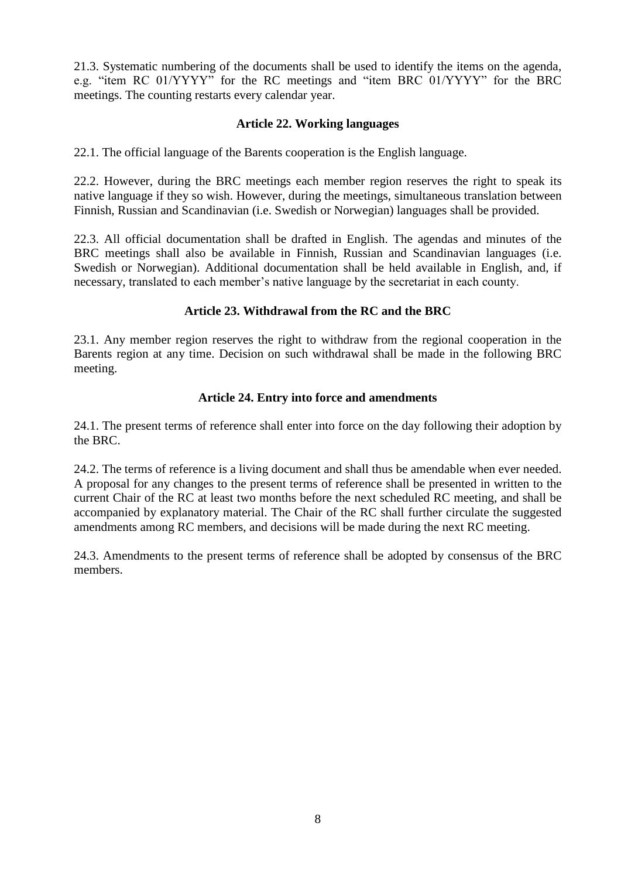21.3. Systematic numbering of the documents shall be used to identify the items on the agenda, e.g. "item RC 01/YYYY" for the RC meetings and "item BRC 01/YYYY" for the BRC meetings. The counting restarts every calendar year.

### Article 22. Working languages

22.1. The official language of the Barents cooperation is the English language.

22.2. However, during the BRC meetings each member region reserves the right to speak its native language if they so wish. However, during the meetings, simultaneous translation between Finnish, Russian and Scandinavian (i.e. Swedish or Norwegian) languages shall be provided.

22.3. All official documentation shall be drafted in English. The agendas and minutes of the BRC meetings shall also be available in Finnish, Russian and Scandinavian languages (i.e. Swedish or Norwegian). Additional documentation shall be held available in English, and, if necessary, translated to each member's native language by the secretariat in each county.

### Article 23. Withdrawal from the RC and the BRC

23.1. Any member region reserves the right to withdraw from the regional cooperation in the Barents region at any time. Decision on such withdrawal shall be made in the following BRC meeting.

### Article 24. Entry into force and amendments

24.1. The present terms of reference shall enter into force on the day following their adoption by the BRC.

24.2. The terms of reference is a living document and shall thus be amendable when ever needed. A proposal for any changes to the present terms of reference shall be presented in written to the current Chair of the RC at least two months before the next scheduled RC meeting, and shall be accompanied by explanatory material. The Chair of the RC shall further circulate the suggested amendments among RC members, and decisions will be made during the next RC meeting.

24.3. Amendments to the present terms of reference shall be adopted by consensus of the BRC members.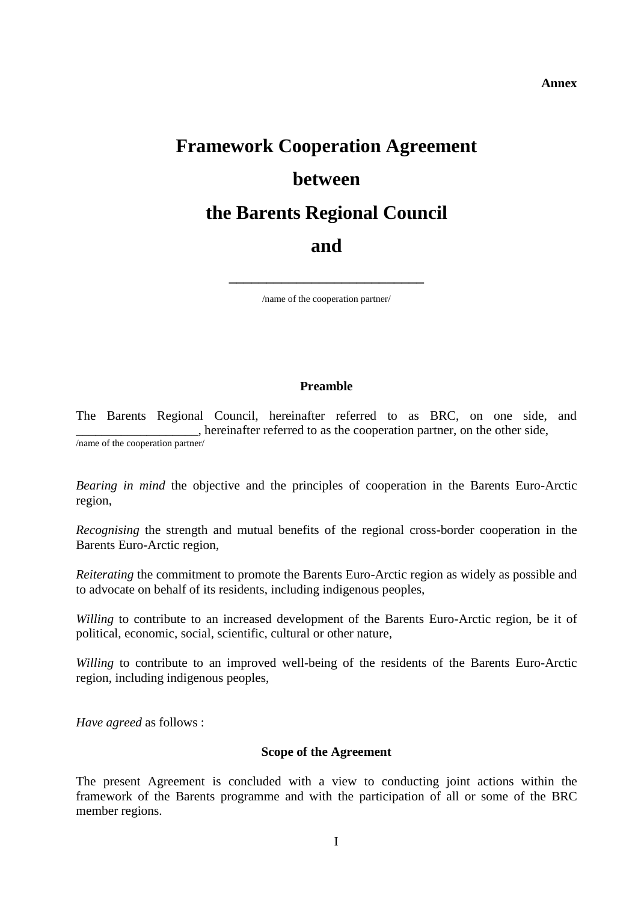**Annex**

# Framework Cooperation Agreement

# between

# the Barents Regional Council

# and

# ______________________

/name of the cooperation partner/

**Preamble**

The Barents Regional Council, hereinafter referred to as BRC, on one side, and ___________________, hereinafter referred to as the cooperation partner, on the other side,
/name of the cooperation partner/

*Bearing in mind* the objective and the principles of cooperation in the Barents Euro-Arctic region,

*Recognising* the strength and mutual benefits of the regional cross-border cooperation in the Barents Euro-Arctic region,

*Reiterating* the commitment to promote the Barents Euro-Arctic region as widely as possible and to advocate on behalf of its residents, including indigenous peoples,

*Willing* to contribute to an increased development of the Barents Euro-Arctic region, be it of political, economic, social, scientific, cultural or other nature,

*Willing* to contribute to an improved well-being of the residents of the Barents Euro-Arctic region, including indigenous peoples,

*Have agreed* as follows :

**Scope of the Agreement**

The present Agreement is concluded with a view to conducting joint actions within the framework of the Barents programme and with the participation of all or some of the BRC member regions.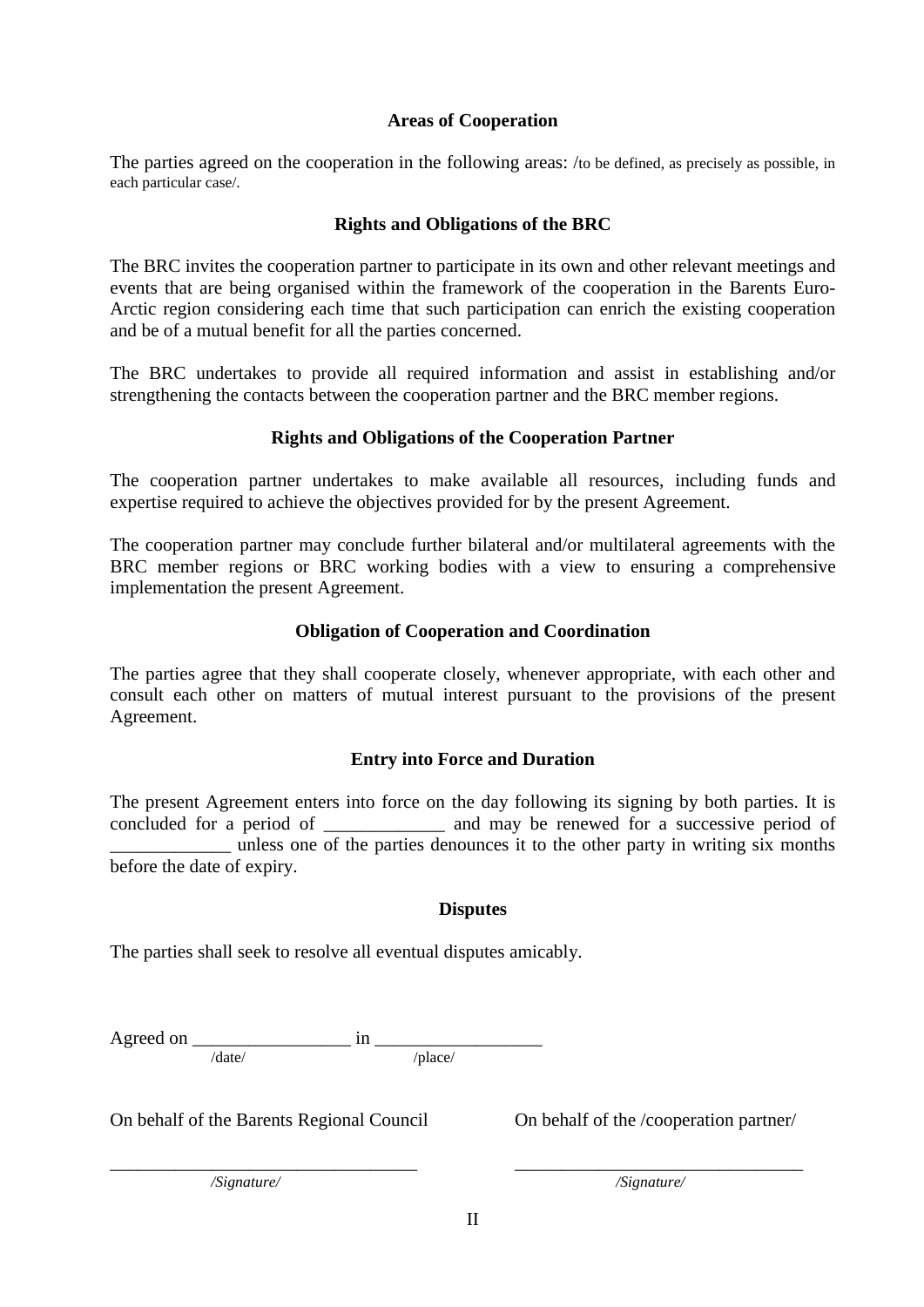### Areas of Cooperation

The parties agreed on the cooperation in the following areas: /to be defined, as precisely as possible, in each particular case/.

### Rights and Obligations of the BRC

The BRC invites the cooperation partner to participate in its own and other relevant meetings and events that are being organised within the framework of the cooperation in the Barents Euro-Arctic region considering each time that such participation can enrich the existing cooperation and be of a mutual benefit for all the parties concerned.

The BRC undertakes to provide all required information and assist in establishing and/or strengthening the contacts between the cooperation partner and the BRC member regions.

### Rights and Obligations of the Cooperation Partner

The cooperation partner undertakes to make available all resources, including funds and expertise required to achieve the objectives provided for by the present Agreement.

The cooperation partner may conclude further bilateral and/or multilateral agreements with the BRC member regions or BRC working bodies with a view to ensuring a comprehensive implementation the present Agreement.

### Obligation of Cooperation and Coordination

The parties agree that they shall cooperate closely, whenever appropriate, with each other and consult each other on matters of mutual interest pursuant to the provisions of the present Agreement.

### Entry into Force and Duration

The present Agreement enters into force on the day following its signing by both parties. It is concluded for a period of _____________ and may be renewed for a successive period of _____________ unless one of the parties denounces it to the other party in writing six months before the date of expiry.

### Disputes

The parties shall seek to resolve all eventual disputes amicably.

Agreed on _________________ in __________________
/date/ /place/

On behalf of the Barents Regional Council

__________________________________
*/Signature/*

On behalf of the /cooperation partner/

________________________________
*/Signature/*